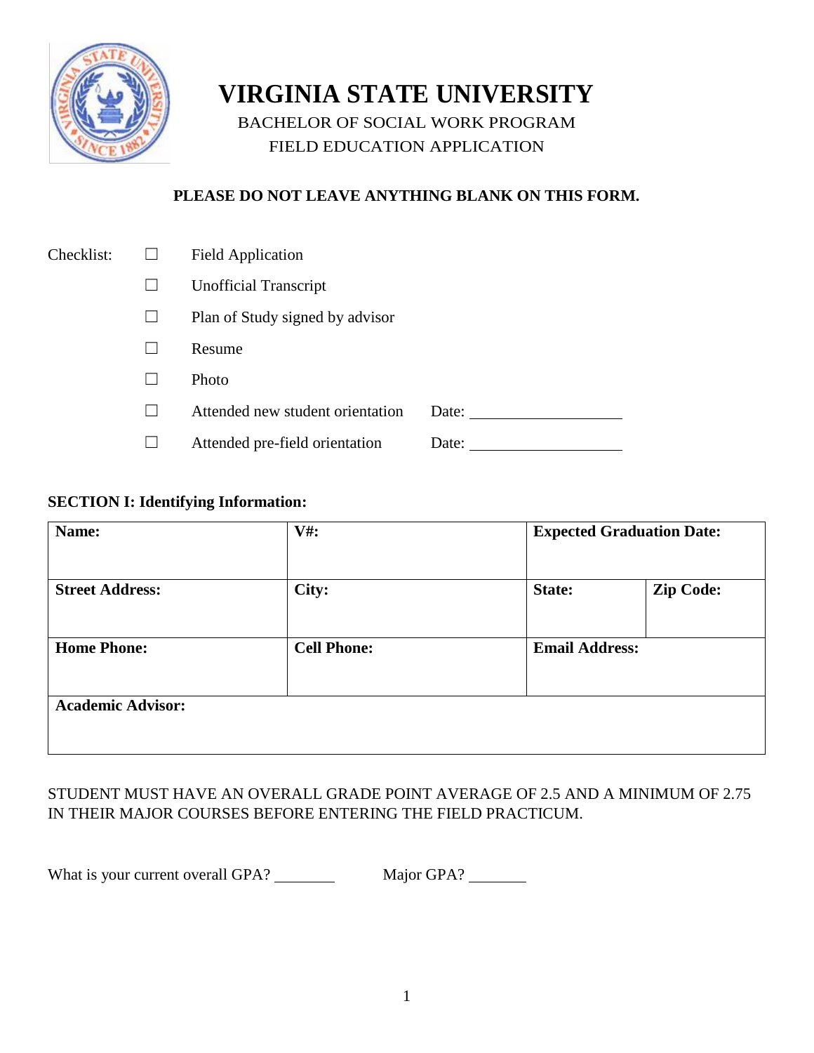# VIRGINIA STATE UNIVERSITY

BACHELOR OF SOCIAL WORK PROGRAM
FIELD EDUCATION APPLICATION

**PLEASE DO NOT LEAVE ANYTHING BLANK ON THIS FORM.**

Checklist:
- ☐ Field Application
- ☐ Unofficial Transcript
- ☐ Plan of Study signed by advisor
- ☐ Resume
- ☐ Photo
- ☐ Attended new student orientation Date: ___________________
- ☐ Attended pre-field orientation Date: ___________________

**SECTION I: Identifying Information:**

| **Name:** | **V#:** | **Expected Graduation Date:** | |
|---|---|---|---|
| **Street Address:** | **City:** | **State:** | **Zip Code:** |
| **Home Phone:** | **Cell Phone:** | **Email Address:** | |
| **Academic Advisor:** | | | |

STUDENT MUST HAVE AN OVERALL GRADE POINT AVERAGE OF 2.5 AND A MINIMUM OF 2.75 IN THEIR MAJOR COURSES BEFORE ENTERING THE FIELD PRACTICUM.

What is your current overall GPA? ________ Major GPA? ________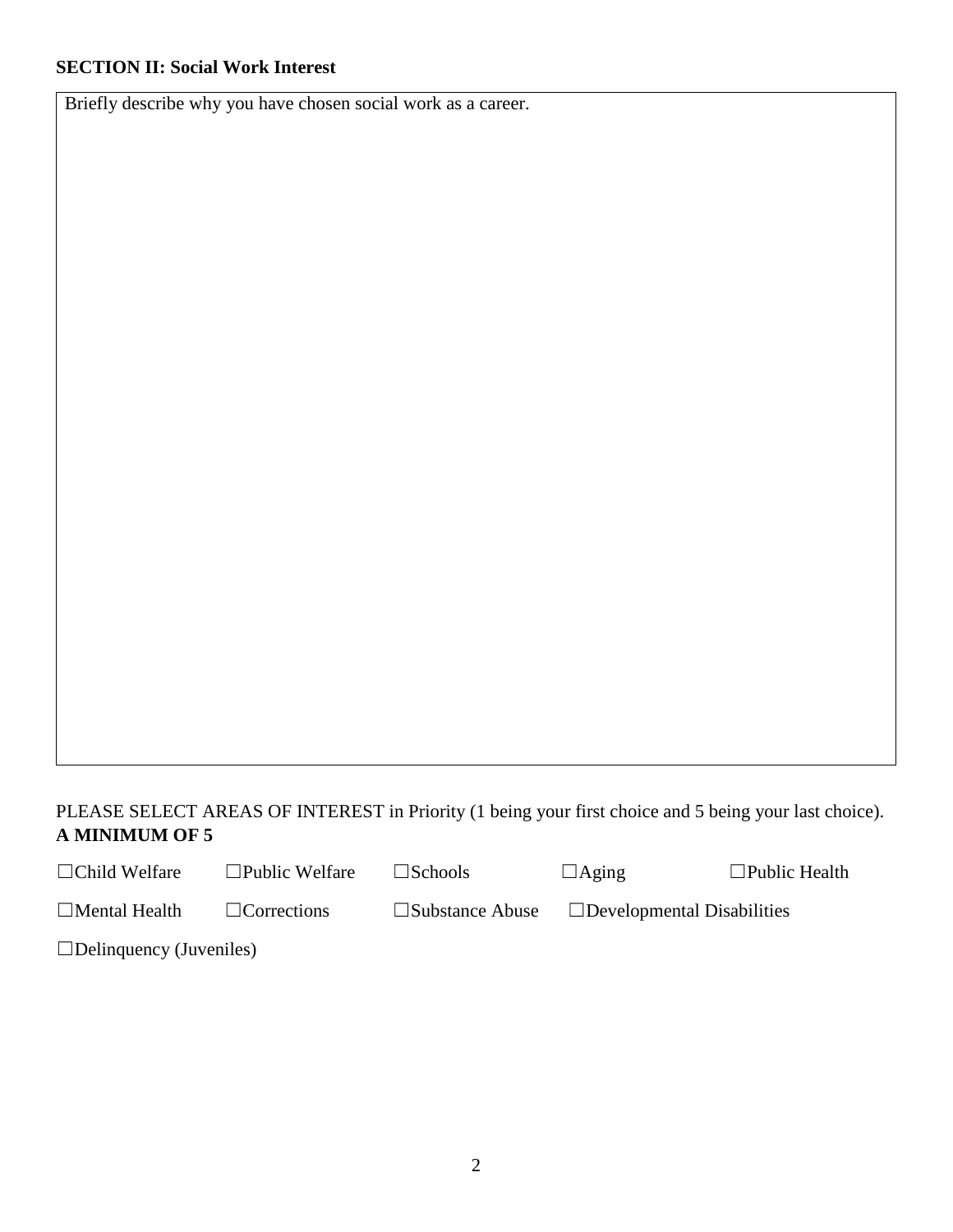**SECTION II: Social Work Interest**

Briefly describe why you have chosen social work as a career.

PLEASE SELECT AREAS OF INTEREST in Priority (1 being your first choice and 5 being your last choice). **A MINIMUM OF 5**

☐Child Welfare ☐Public Welfare ☐Schools ☐Aging ☐Public Health

☐Mental Health ☐Corrections ☐Substance Abuse ☐Developmental Disabilities

☐Delinquency (Juveniles)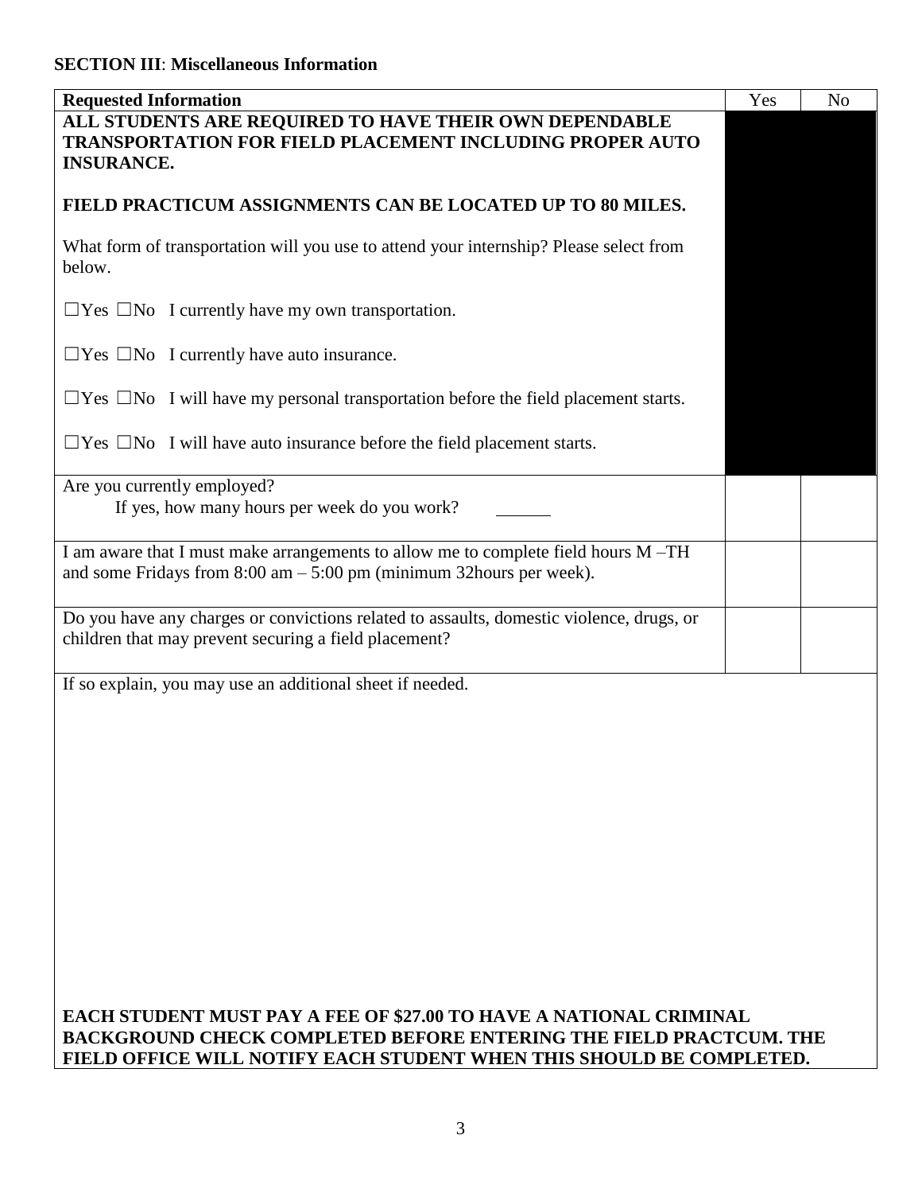**SECTION III**: **Miscellaneous Information**

| Requested Information | Yes | No |
|---|---|---|
| **ALL STUDENTS ARE REQUIRED TO HAVE THEIR OWN DEPENDABLE TRANSPORTATION FOR FIELD PLACEMENT INCLUDING PROPER AUTO INSURANCE.**<br><br>**FIELD PRACTICUM ASSIGNMENTS CAN BE LOCATED UP TO 80 MILES.**<br><br>What form of transportation will you use to attend your internship? Please select from below.<br><br>☐Yes ☐No I currently have my own transportation.<br><br>☐Yes ☐No I currently have auto insurance.<br><br>☐Yes ☐No I will have my personal transportation before the field placement starts.<br><br>☐Yes ☐No I will have auto insurance before the field placement starts. | | |
| Are you currently employed?<br>If yes, how many hours per week do you work? ______ | | |
| I am aware that I must make arrangements to allow me to complete field hours M –TH and some Fridays from 8:00 am – 5:00 pm (minimum 32hours per week). | | |
| Do you have any charges or convictions related to assaults, domestic violence, drugs, or children that may prevent securing a field placement? | | |
| If so explain, you may use an additional sheet if needed.<br><br><br><br><br><br><br>**EACH STUDENT MUST PAY A FEE OF $27.00 TO HAVE A NATIONAL CRIMINAL BACKGROUND CHECK COMPLETED BEFORE ENTERING THE FIELD PRACTCUM. THE FIELD OFFICE WILL NOTIFY EACH STUDENT WHEN THIS SHOULD BE COMPLETED.** | | |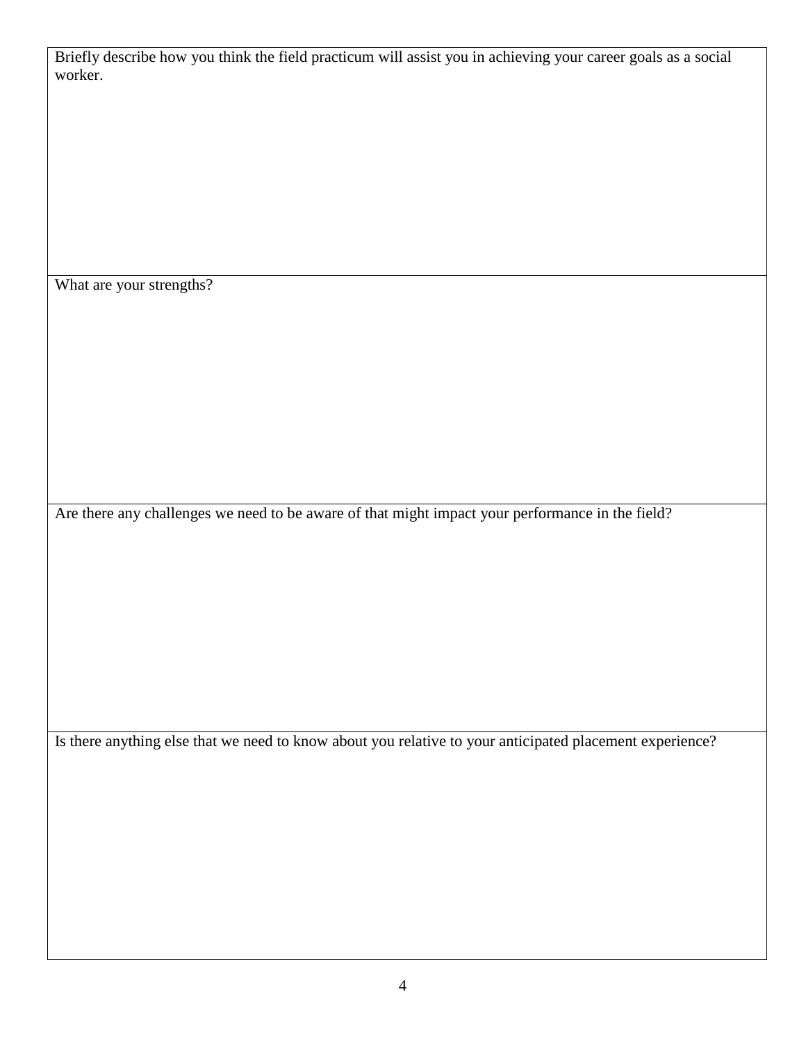| Briefly describe how you think the field practicum will assist you in achieving your career goals as a social worker. |
| --- |
| What are your strengths? |
| Are there any challenges we need to be aware of that might impact your performance in the field? |
| Is there anything else that we need to know about you relative to your anticipated placement experience? |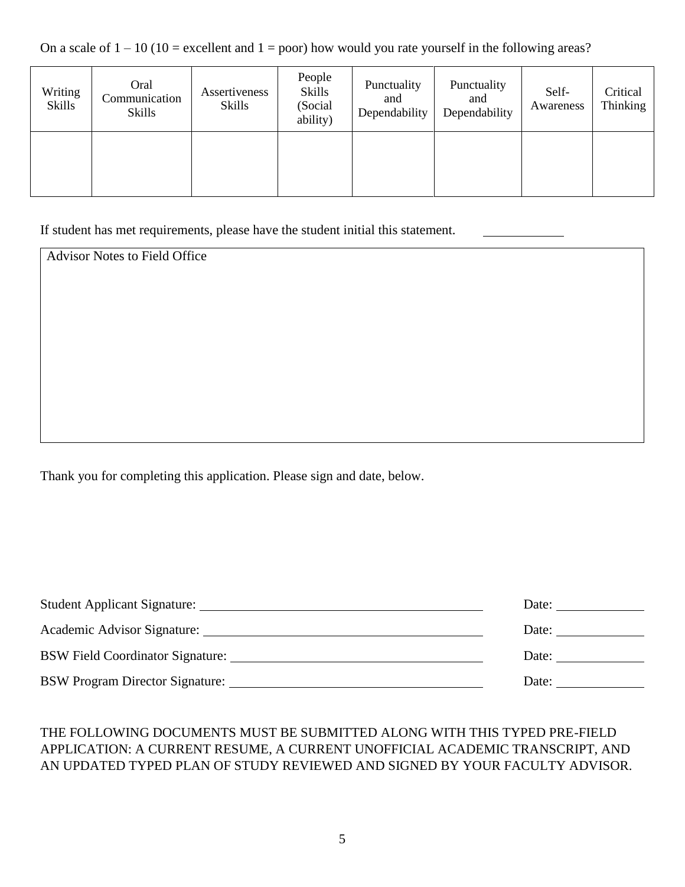On a scale of 1 – 10 (10 = excellent and 1 = poor) how would you rate yourself in the following areas?

| Writing Skills | Oral Communication Skills | Assertiveness Skills | People Skills (Social ability) | Punctuality and Dependability | Punctuality and Dependability | Self-Awareness | Critical Thinking |
|---|---|---|---|---|---|---|---|
| | | | | | | | |

If student has met requirements, please have the student initial this statement. \_\_\_\_\_\_\_\_\_\_

| Advisor Notes to Field Office |
|---|
| |

Thank you for completing this application. Please sign and date, below.

Student Applicant Signature: \_\_\_\_\_\_\_\_\_\_\_\_\_\_\_\_\_\_\_\_\_\_\_\_\_\_\_\_\_\_ Date: \_\_\_\_\_\_\_\_\_\_

Academic Advisor Signature: \_\_\_\_\_\_\_\_\_\_\_\_\_\_\_\_\_\_\_\_\_\_\_\_\_\_\_\_\_\_ Date: \_\_\_\_\_\_\_\_\_\_

BSW Field Coordinator Signature: \_\_\_\_\_\_\_\_\_\_\_\_\_\_\_\_\_\_\_\_\_\_\_\_\_\_\_\_\_\_ Date: \_\_\_\_\_\_\_\_\_\_

BSW Program Director Signature: \_\_\_\_\_\_\_\_\_\_\_\_\_\_\_\_\_\_\_\_\_\_\_\_\_\_\_\_\_\_ Date: \_\_\_\_\_\_\_\_\_\_

THE FOLLOWING DOCUMENTS MUST BE SUBMITTED ALONG WITH THIS TYPED PRE-FIELD APPLICATION: A CURRENT RESUME, A CURRENT UNOFFICIAL ACADEMIC TRANSCRIPT, AND AN UPDATED TYPED PLAN OF STUDY REVIEWED AND SIGNED BY YOUR FACULTY ADVISOR.